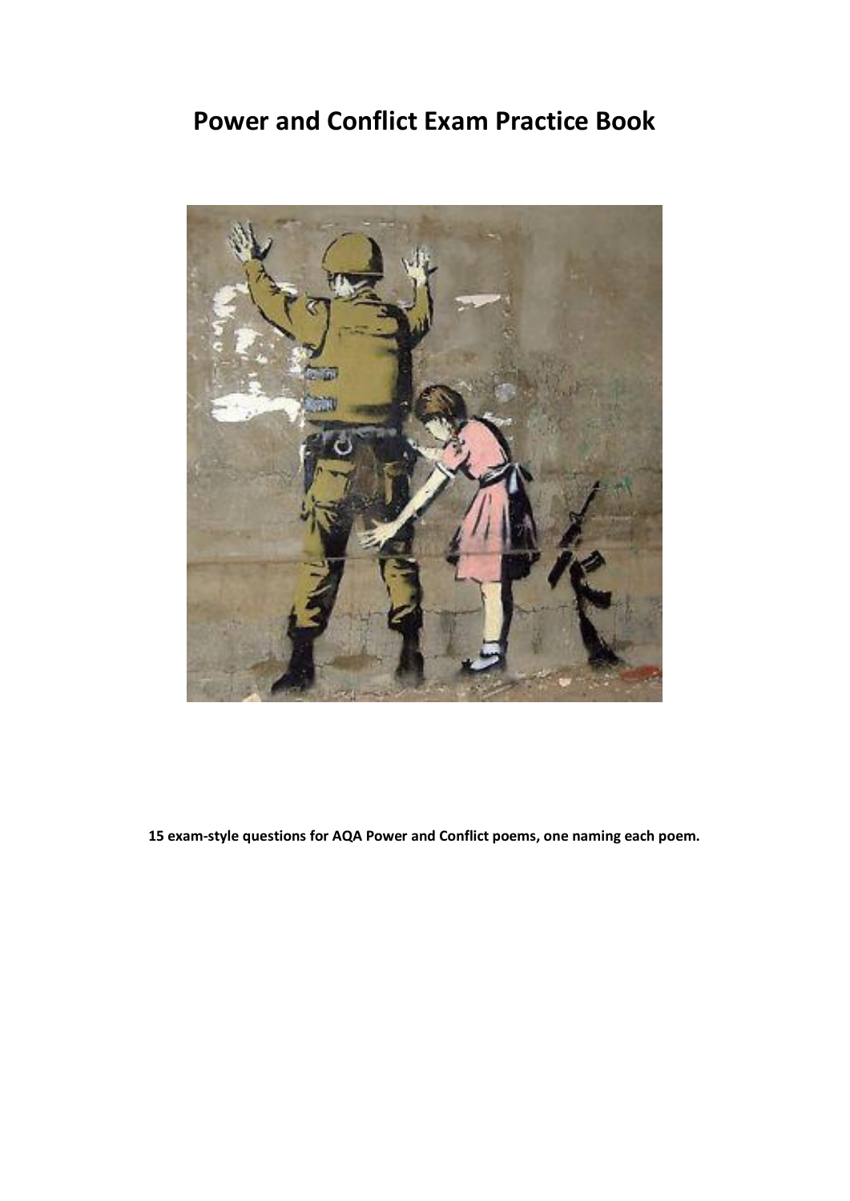# Power and Conflict Exam Practice Book

**15 exam-style questions for AQA Power and Conflict poems, one naming each poem.**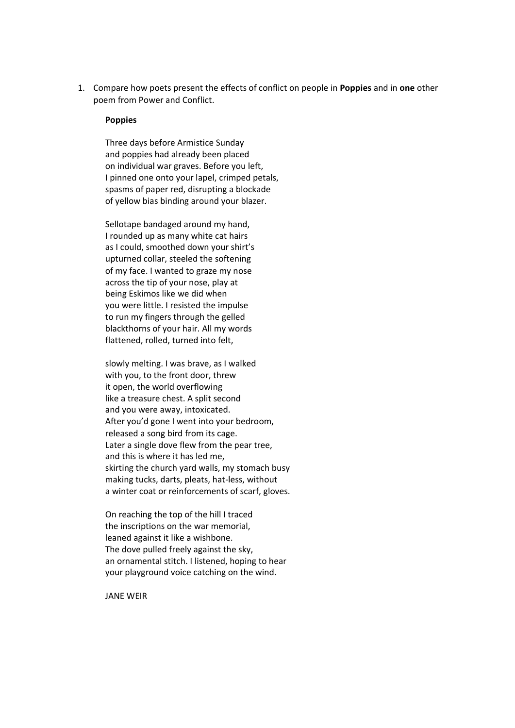1. Compare how poets present the effects of conflict on people in **Poppies** and in **one** other poem from Power and Conflict.

**Poppies**

Three days before Armistice Sunday
and poppies had already been placed
on individual war graves. Before you left,
I pinned one onto your lapel, crimped petals,
spasms of paper red, disrupting a blockade
of yellow bias binding around your blazer.

Sellotape bandaged around my hand,
I rounded up as many white cat hairs
as I could, smoothed down your shirt's
upturned collar, steeled the softening
of my face. I wanted to graze my nose
across the tip of your nose, play at
being Eskimos like we did when
you were little. I resisted the impulse
to run my fingers through the gelled
blackthorns of your hair. All my words
flattened, rolled, turned into felt,

slowly melting. I was brave, as I walked
with you, to the front door, threw
it open, the world overflowing
like a treasure chest. A split second
and you were away, intoxicated.
After you'd gone I went into your bedroom,
released a song bird from its cage.
Later a single dove flew from the pear tree,
and this is where it has led me,
skirting the church yard walls, my stomach busy
making tucks, darts, pleats, hat-less, without
a winter coat or reinforcements of scarf, gloves.

On reaching the top of the hill I traced
the inscriptions on the war memorial,
leaned against it like a wishbone.
The dove pulled freely against the sky,
an ornamental stitch. I listened, hoping to hear
your playground voice catching on the wind.

JANE WEIR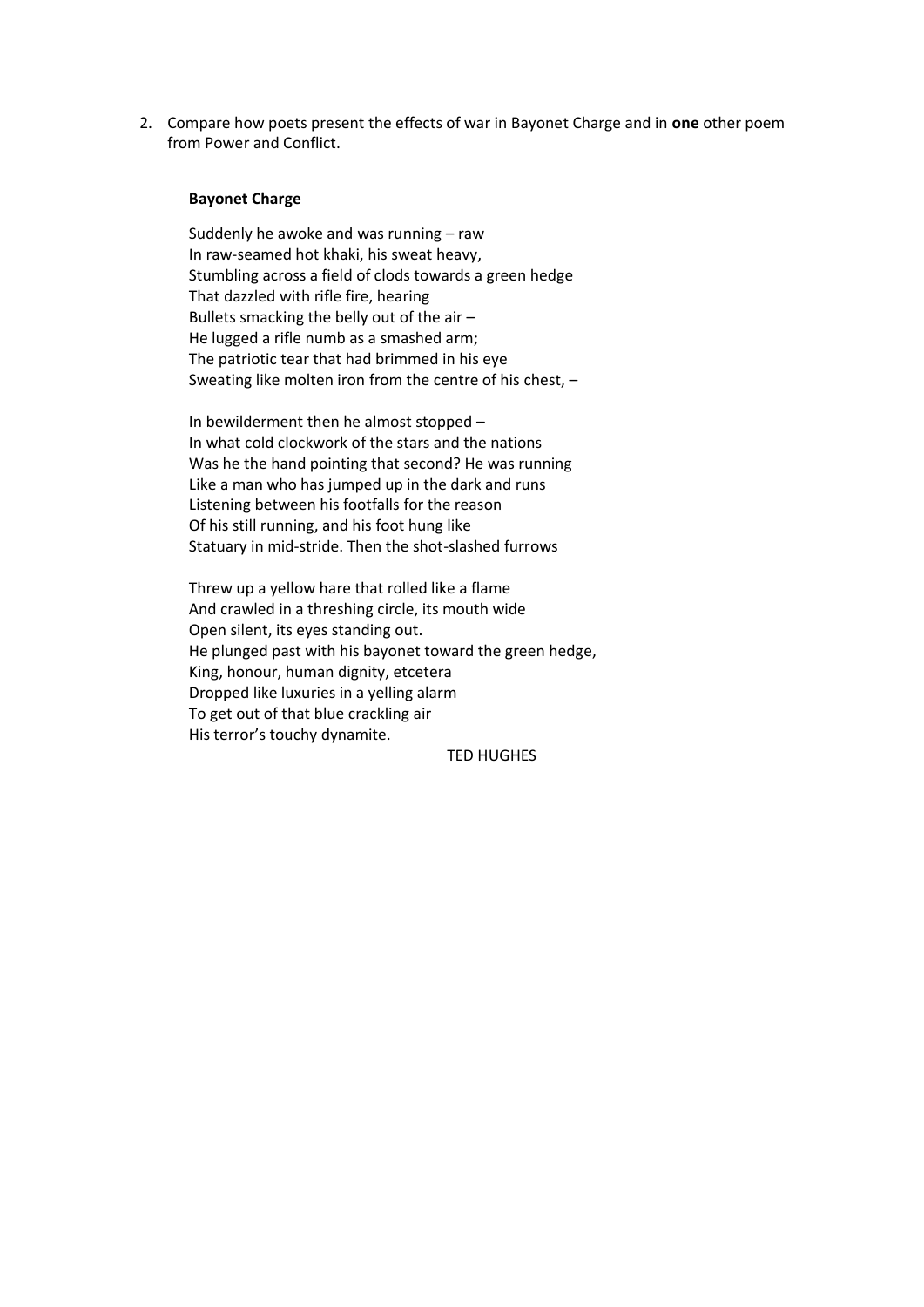2. Compare how poets present the effects of war in Bayonet Charge and in **one** other poem from Power and Conflict.

**Bayonet Charge**

Suddenly he awoke and was running – raw  
In raw-seamed hot khaki, his sweat heavy,  
Stumbling across a field of clods towards a green hedge  
That dazzled with rifle fire, hearing  
Bullets smacking the belly out of the air –  
He lugged a rifle numb as a smashed arm;  
The patriotic tear that had brimmed in his eye  
Sweating like molten iron from the centre of his chest, –

In bewilderment then he almost stopped –  
In what cold clockwork of the stars and the nations  
Was he the hand pointing that second? He was running  
Like a man who has jumped up in the dark and runs  
Listening between his footfalls for the reason  
Of his still running, and his foot hung like  
Statuary in mid-stride. Then the shot-slashed furrows

Threw up a yellow hare that rolled like a flame  
And crawled in a threshing circle, its mouth wide  
Open silent, its eyes standing out.  
He plunged past with his bayonet toward the green hedge,  
King, honour, human dignity, etcetera  
Dropped like luxuries in a yelling alarm  
To get out of that blue crackling air  
His terror's touchy dynamite.

TED HUGHES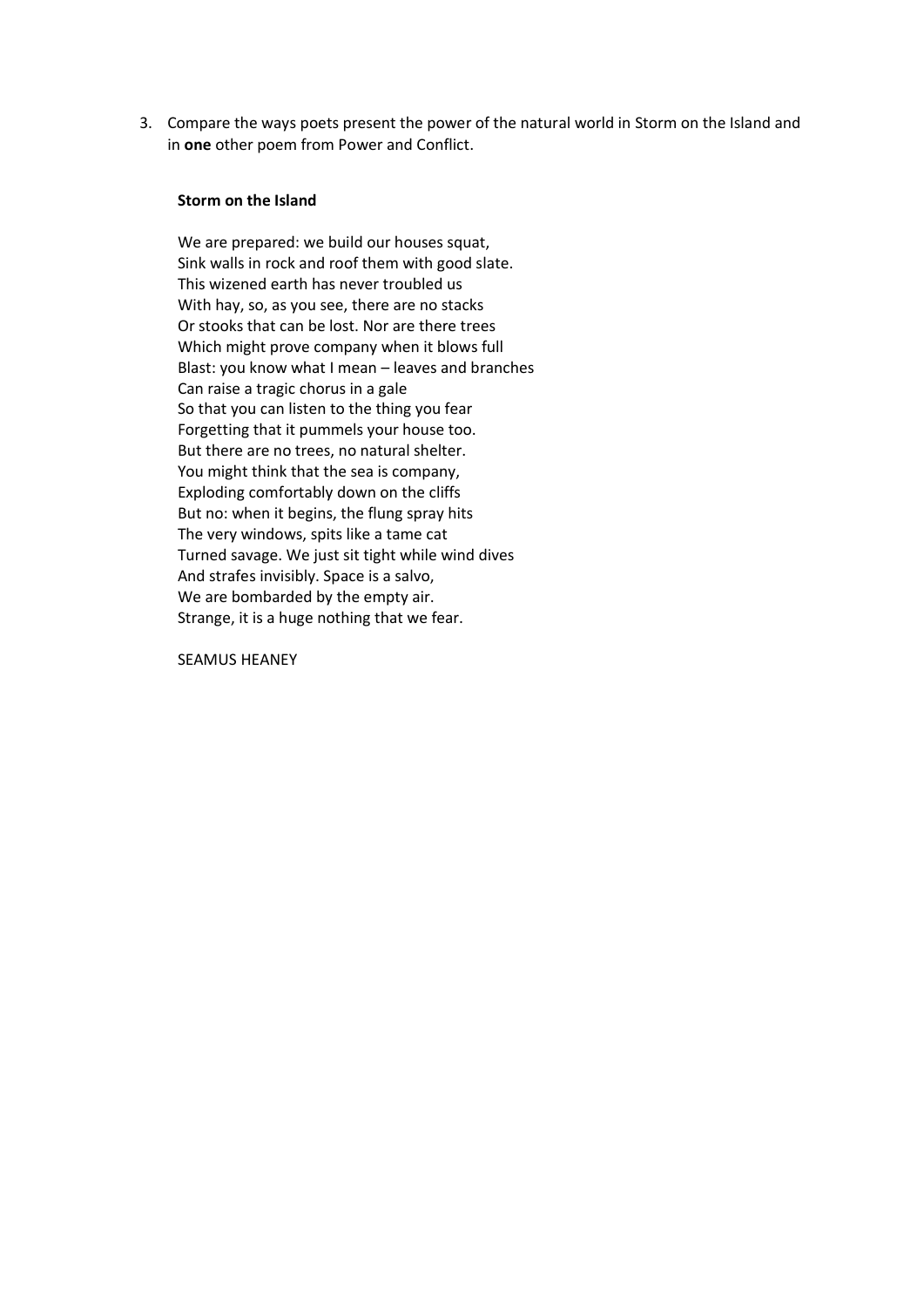3. Compare the ways poets present the power of the natural world in Storm on the Island and in **one** other poem from Power and Conflict.

**Storm on the Island**

We are prepared: we build our houses squat,  
Sink walls in rock and roof them with good slate.  
This wizened earth has never troubled us  
With hay, so, as you see, there are no stacks  
Or stooks that can be lost. Nor are there trees  
Which might prove company when it blows full  
Blast: you know what I mean – leaves and branches  
Can raise a tragic chorus in a gale  
So that you can listen to the thing you fear  
Forgetting that it pummels your house too.  
But there are no trees, no natural shelter.  
You might think that the sea is company,  
Exploding comfortably down on the cliffs  
But no: when it begins, the flung spray hits  
The very windows, spits like a tame cat  
Turned savage. We just sit tight while wind dives  
And strafes invisibly. Space is a salvo,  
We are bombarded by the empty air.  
Strange, it is a huge nothing that we fear.

SEAMUS HEANEY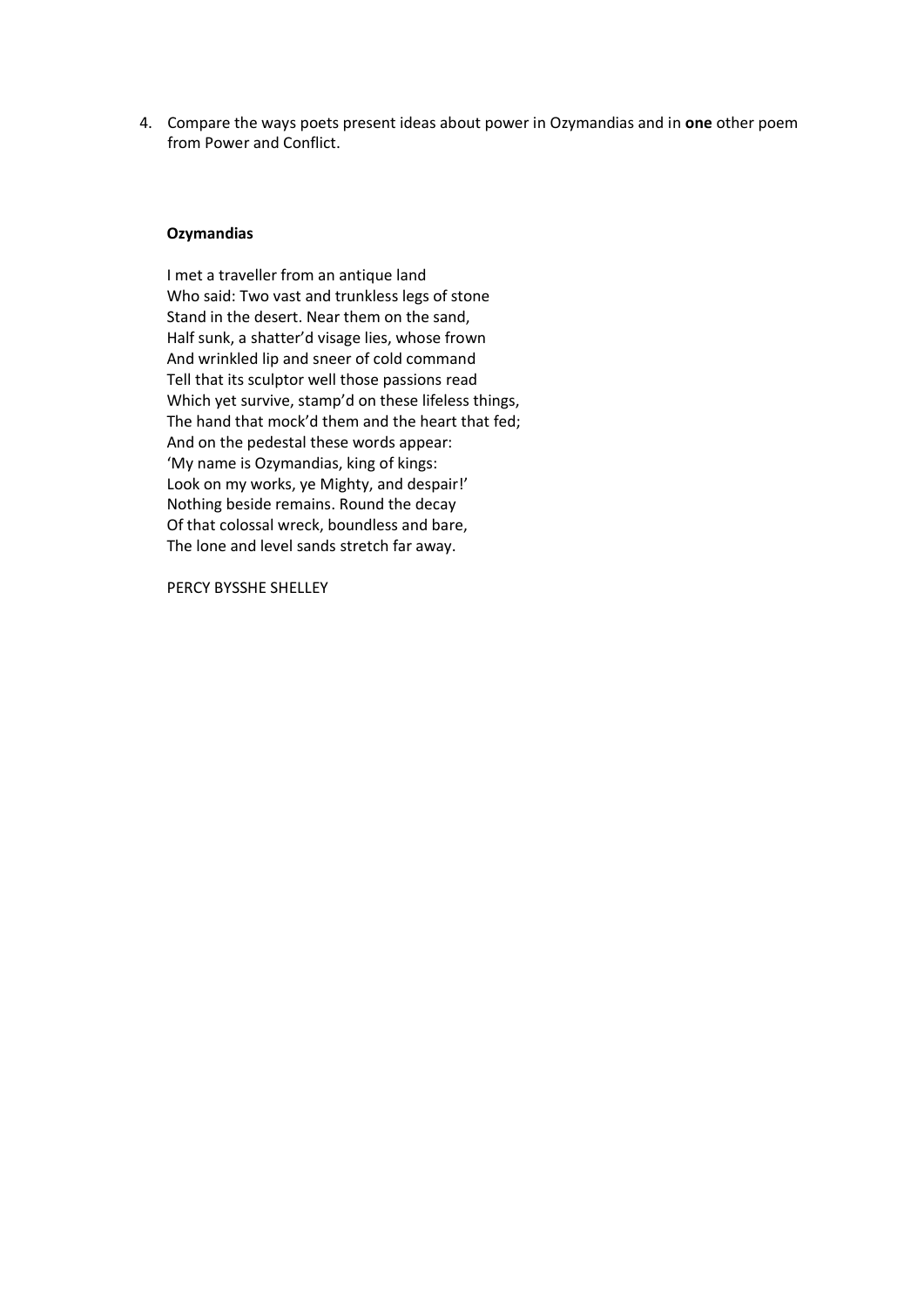4. Compare the ways poets present ideas about power in Ozymandias and in **one** other poem from Power and Conflict.

**Ozymandias**

I met a traveller from an antique land  
Who said: Two vast and trunkless legs of stone  
Stand in the desert. Near them on the sand,  
Half sunk, a shatter'd visage lies, whose frown  
And wrinkled lip and sneer of cold command  
Tell that its sculptor well those passions read  
Which yet survive, stamp'd on these lifeless things,  
The hand that mock'd them and the heart that fed;  
And on the pedestal these words appear:  
'My name is Ozymandias, king of kings:  
Look on my works, ye Mighty, and despair!'  
Nothing beside remains. Round the decay  
Of that colossal wreck, boundless and bare,  
The lone and level sands stretch far away.

PERCY BYSSHE SHELLEY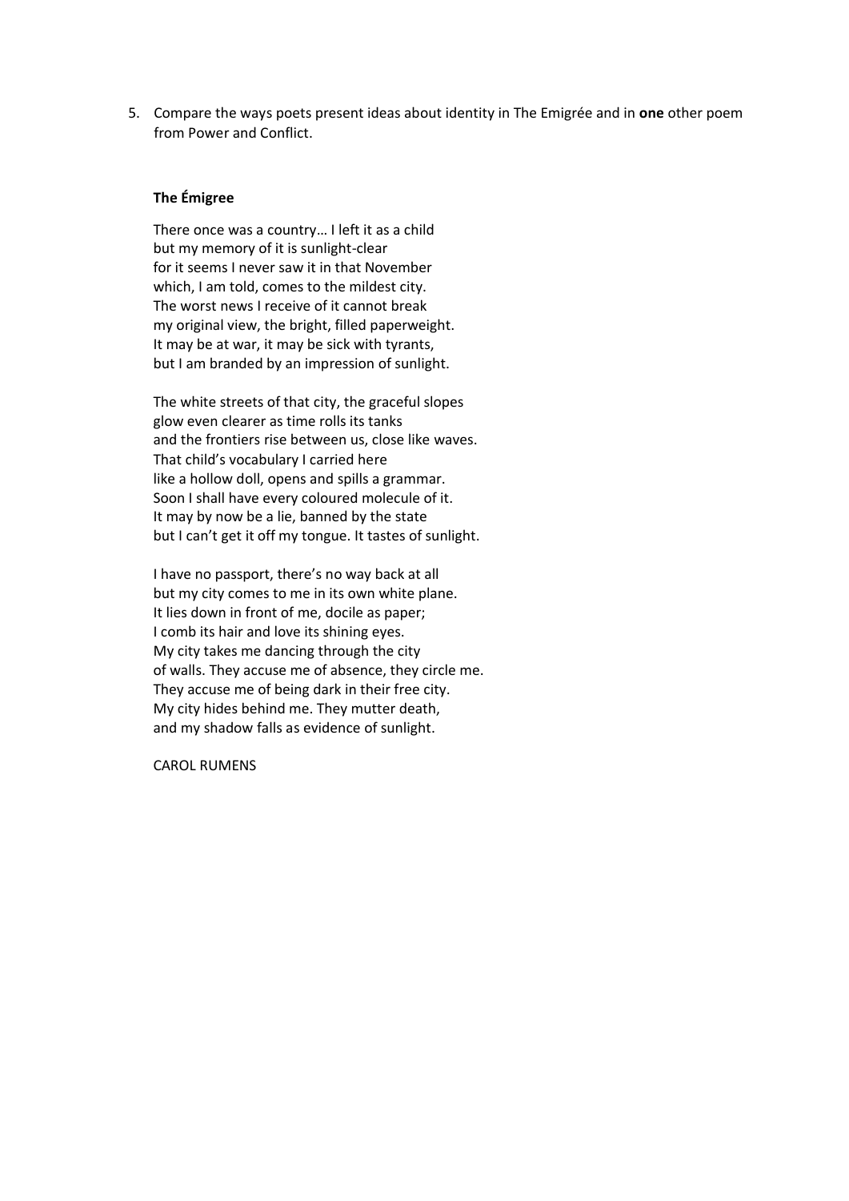5. Compare the ways poets present ideas about identity in The Emigrée and in **one** other poem from Power and Conflict.

**The Émigree**

There once was a country… I left it as a child
but my memory of it is sunlight-clear
for it seems I never saw it in that November
which, I am told, comes to the mildest city.
The worst news I receive of it cannot break
my original view, the bright, filled paperweight.
It may be at war, it may be sick with tyrants,
but I am branded by an impression of sunlight.

The white streets of that city, the graceful slopes
glow even clearer as time rolls its tanks
and the frontiers rise between us, close like waves.
That child's vocabulary I carried here
like a hollow doll, opens and spills a grammar.
Soon I shall have every coloured molecule of it.
It may by now be a lie, banned by the state
but I can't get it off my tongue. It tastes of sunlight.

I have no passport, there's no way back at all
but my city comes to me in its own white plane.
It lies down in front of me, docile as paper;
I comb its hair and love its shining eyes.
My city takes me dancing through the city
of walls. They accuse me of absence, they circle me.
They accuse me of being dark in their free city.
My city hides behind me. They mutter death,
and my shadow falls as evidence of sunlight.

CAROL RUMENS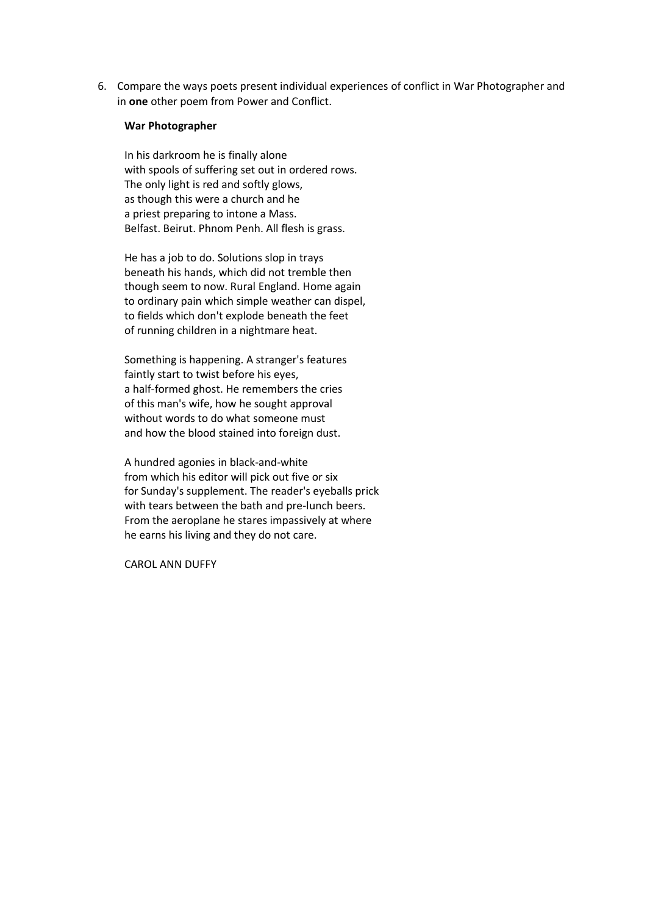6. Compare the ways poets present individual experiences of conflict in War Photographer and in **one** other poem from Power and Conflict.

**War Photographer**

In his darkroom he is finally alone
with spools of suffering set out in ordered rows.
The only light is red and softly glows,
as though this were a church and he
a priest preparing to intone a Mass.
Belfast. Beirut. Phnom Penh. All flesh is grass.

He has a job to do. Solutions slop in trays
beneath his hands, which did not tremble then
though seem to now. Rural England. Home again
to ordinary pain which simple weather can dispel,
to fields which don't explode beneath the feet
of running children in a nightmare heat.

Something is happening. A stranger's features
faintly start to twist before his eyes,
a half-formed ghost. He remembers the cries
of this man's wife, how he sought approval
without words to do what someone must
and how the blood stained into foreign dust.

A hundred agonies in black-and-white
from which his editor will pick out five or six
for Sunday's supplement. The reader's eyeballs prick
with tears between the bath and pre-lunch beers.
From the aeroplane he stares impassively at where
he earns his living and they do not care.

CAROL ANN DUFFY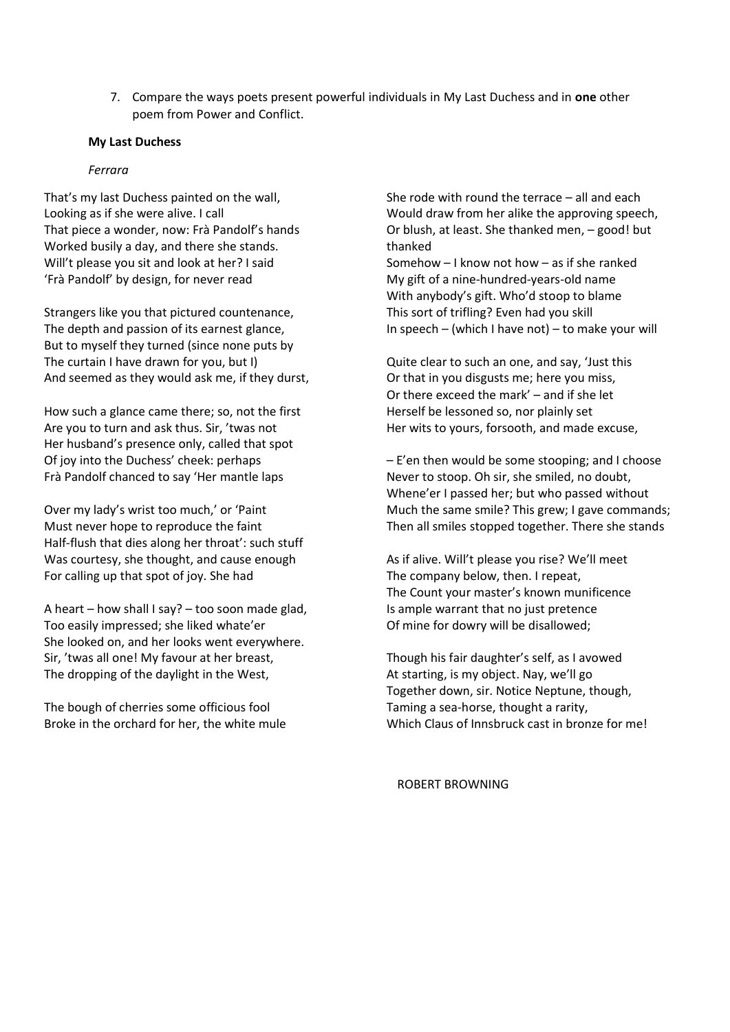7. Compare the ways poets present powerful individuals in My Last Duchess and in **one** other poem from Power and Conflict.

**My Last Duchess**

*Ferrara*

That's my last Duchess painted on the wall,
Looking as if she were alive. I call
That piece a wonder, now: Frà Pandolf's hands
Worked busily a day, and there she stands.
Will't please you sit and look at her? I said
'Frà Pandolf' by design, for never read

Strangers like you that pictured countenance,
The depth and passion of its earnest glance,
But to myself they turned (since none puts by
The curtain I have drawn for you, but I)
And seemed as they would ask me, if they durst,

How such a glance came there; so, not the first
Are you to turn and ask thus. Sir, 'twas not
Her husband's presence only, called that spot
Of joy into the Duchess' cheek: perhaps
Frà Pandolf chanced to say 'Her mantle laps

Over my lady's wrist too much,' or 'Paint
Must never hope to reproduce the faint
Half-flush that dies along her throat': such stuff
Was courtesy, she thought, and cause enough
For calling up that spot of joy. She had

A heart – how shall I say? – too soon made glad,
Too easily impressed; she liked whate'er
She looked on, and her looks went everywhere.
Sir, 'twas all one! My favour at her breast,
The dropping of the daylight in the West,

The bough of cherries some officious fool
Broke in the orchard for her, the white mule
She rode with round the terrace – all and each
Would draw from her alike the approving speech,
Or blush, at least. She thanked men, – good! but thanked
Somehow – I know not how – as if she ranked
My gift of a nine-hundred-years-old name
With anybody's gift. Who'd stoop to blame
This sort of trifling? Even had you skill
In speech – (which I have not) – to make your will

Quite clear to such an one, and say, 'Just this
Or that in you disgusts me; here you miss,
Or there exceed the mark' – and if she let
Herself be lessoned so, nor plainly set
Her wits to yours, forsooth, and made excuse,

– E'en then would be some stooping; and I choose
Never to stoop. Oh sir, she smiled, no doubt,
Whene'er I passed her; but who passed without
Much the same smile? This grew; I gave commands;
Then all smiles stopped together. There she stands

As if alive. Will't please you rise? We'll meet
The company below, then. I repeat,
The Count your master's known munificence
Is ample warrant that no just pretence
Of mine for dowry will be disallowed;

Though his fair daughter's self, as I avowed
At starting, is my object. Nay, we'll go
Together down, sir. Notice Neptune, though,
Taming a sea-horse, thought a rarity,
Which Claus of Innsbruck cast in bronze for me!

ROBERT BROWNING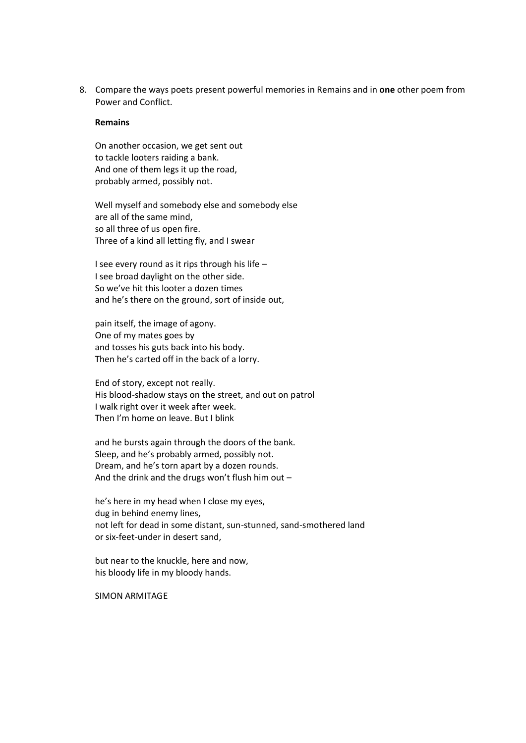8. Compare the ways poets present powerful memories in Remains and in **one** other poem from Power and Conflict.

**Remains**

On another occasion, we get sent out  
to tackle looters raiding a bank.  
And one of them legs it up the road,  
probably armed, possibly not.

Well myself and somebody else and somebody else  
are all of the same mind,  
so all three of us open fire.  
Three of a kind all letting fly, and I swear

I see every round as it rips through his life –  
I see broad daylight on the other side.  
So we've hit this looter a dozen times  
and he's there on the ground, sort of inside out,

pain itself, the image of agony.  
One of my mates goes by  
and tosses his guts back into his body.  
Then he's carted off in the back of a lorry.

End of story, except not really.  
His blood-shadow stays on the street, and out on patrol  
I walk right over it week after week.  
Then I'm home on leave. But I blink

and he bursts again through the doors of the bank.  
Sleep, and he's probably armed, possibly not.  
Dream, and he's torn apart by a dozen rounds.  
And the drink and the drugs won't flush him out –

he's here in my head when I close my eyes,  
dug in behind enemy lines,  
not left for dead in some distant, sun-stunned, sand-smothered land  
or six-feet-under in desert sand,

but near to the knuckle, here and now,  
his bloody life in my bloody hands.

SIMON ARMITAGE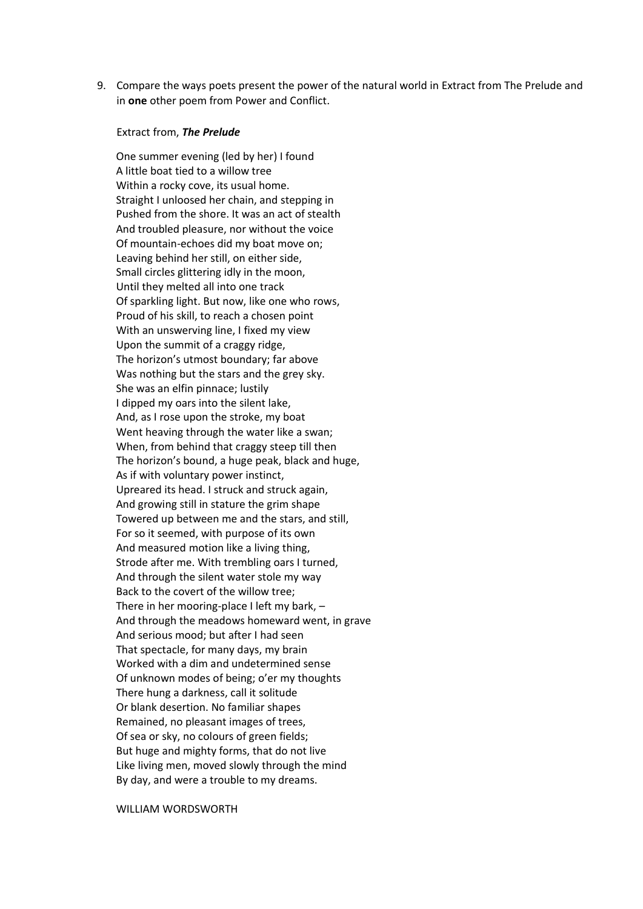9. Compare the ways poets present the power of the natural world in Extract from The Prelude and in **one** other poem from Power and Conflict.

Extract from, ***The Prelude***

One summer evening (led by her) I found
A little boat tied to a willow tree
Within a rocky cove, its usual home.
Straight I unloosed her chain, and stepping in
Pushed from the shore. It was an act of stealth
And troubled pleasure, nor without the voice
Of mountain-echoes did my boat move on;
Leaving behind her still, on either side,
Small circles glittering idly in the moon,
Until they melted all into one track
Of sparkling light. But now, like one who rows,
Proud of his skill, to reach a chosen point
With an unswerving line, I fixed my view
Upon the summit of a craggy ridge,
The horizon's utmost boundary; far above
Was nothing but the stars and the grey sky.
She was an elfin pinnace; lustily
I dipped my oars into the silent lake,
And, as I rose upon the stroke, my boat
Went heaving through the water like a swan;
When, from behind that craggy steep till then
The horizon's bound, a huge peak, black and huge,
As if with voluntary power instinct,
Upreared its head. I struck and struck again,
And growing still in stature the grim shape
Towered up between me and the stars, and still,
For so it seemed, with purpose of its own
And measured motion like a living thing,
Strode after me. With trembling oars I turned,
And through the silent water stole my way
Back to the covert of the willow tree;
There in her mooring-place I left my bark, –
And through the meadows homeward went, in grave
And serious mood; but after I had seen
That spectacle, for many days, my brain
Worked with a dim and undetermined sense
Of unknown modes of being; o'er my thoughts
There hung a darkness, call it solitude
Or blank desertion. No familiar shapes
Remained, no pleasant images of trees,
Of sea or sky, no colours of green fields;
But huge and mighty forms, that do not live
Like living men, moved slowly through the mind
By day, and were a trouble to my dreams.

WILLIAM WORDSWORTH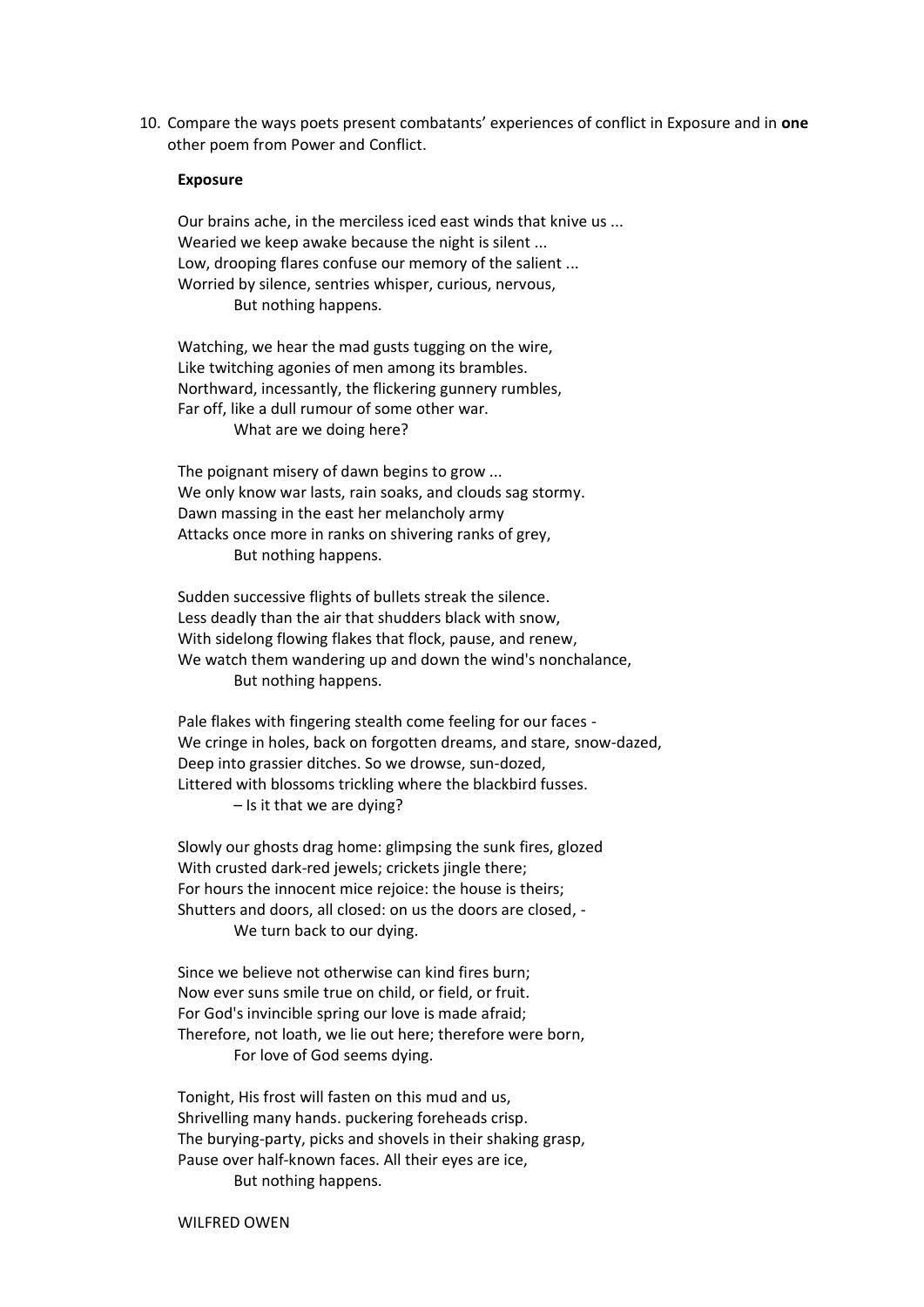10. Compare the ways poets present combatants' experiences of conflict in Exposure and in **one** other poem from Power and Conflict.

**Exposure**

Our brains ache, in the merciless iced east winds that knive us ...
Wearied we keep awake because the night is silent ...
Low, drooping flares confuse our memory of the salient ...
Worried by silence, sentries whisper, curious, nervous,
        But nothing happens.

Watching, we hear the mad gusts tugging on the wire,
Like twitching agonies of men among its brambles.
Northward, incessantly, the flickering gunnery rumbles,
Far off, like a dull rumour of some other war.
        What are we doing here?

The poignant misery of dawn begins to grow ...
We only know war lasts, rain soaks, and clouds sag stormy.
Dawn massing in the east her melancholy army
Attacks once more in ranks on shivering ranks of grey,
        But nothing happens.

Sudden successive flights of bullets streak the silence.
Less deadly than the air that shudders black with snow,
With sidelong flowing flakes that flock, pause, and renew,
We watch them wandering up and down the wind's nonchalance,
        But nothing happens.

Pale flakes with fingering stealth come feeling for our faces -
We cringe in holes, back on forgotten dreams, and stare, snow-dazed,
Deep into grassier ditches. So we drowse, sun-dozed,
Littered with blossoms trickling where the blackbird fusses.
        – Is it that we are dying?

Slowly our ghosts drag home: glimpsing the sunk fires, glozed
With crusted dark-red jewels; crickets jingle there;
For hours the innocent mice rejoice: the house is theirs;
Shutters and doors, all closed: on us the doors are closed, -
        We turn back to our dying.

Since we believe not otherwise can kind fires burn;
Now ever suns smile true on child, or field, or fruit.
For God's invincible spring our love is made afraid;
Therefore, not loath, we lie out here; therefore were born,
        For love of God seems dying.

Tonight, His frost will fasten on this mud and us,
Shrivelling many hands. puckering foreheads crisp.
The burying-party, picks and shovels in their shaking grasp,
Pause over half-known faces. All their eyes are ice,
        But nothing happens.

WILFRED OWEN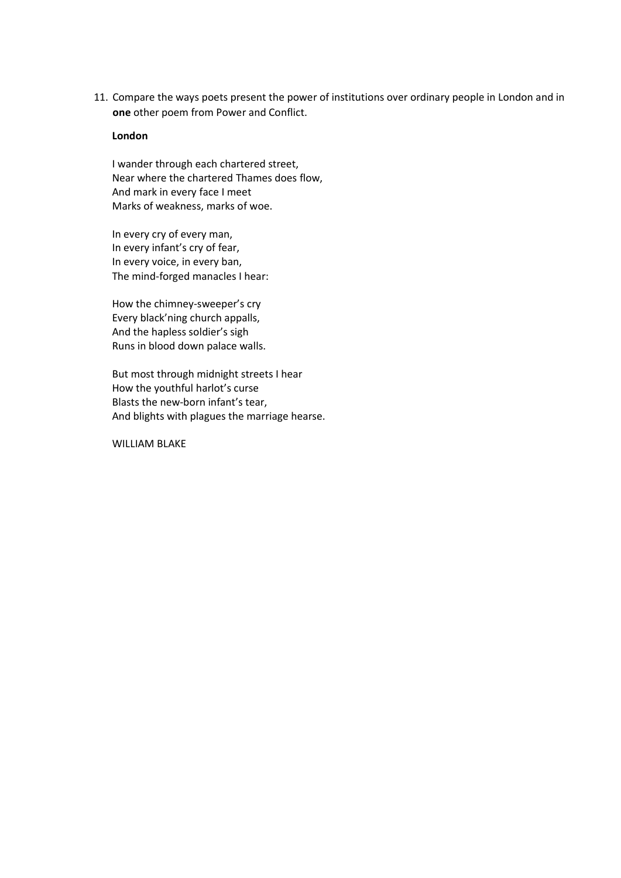11. Compare the ways poets present the power of institutions over ordinary people in London and in **one** other poem from Power and Conflict.

**London**

I wander through each chartered street,
Near where the chartered Thames does flow,
And mark in every face I meet
Marks of weakness, marks of woe.

In every cry of every man,
In every infant's cry of fear,
In every voice, in every ban,
The mind-forged manacles I hear:

How the chimney-sweeper's cry
Every black'ning church appalls,
And the hapless soldier's sigh
Runs in blood down palace walls.

But most through midnight streets I hear
How the youthful harlot's curse
Blasts the new-born infant's tear,
And blights with plagues the marriage hearse.

WILLIAM BLAKE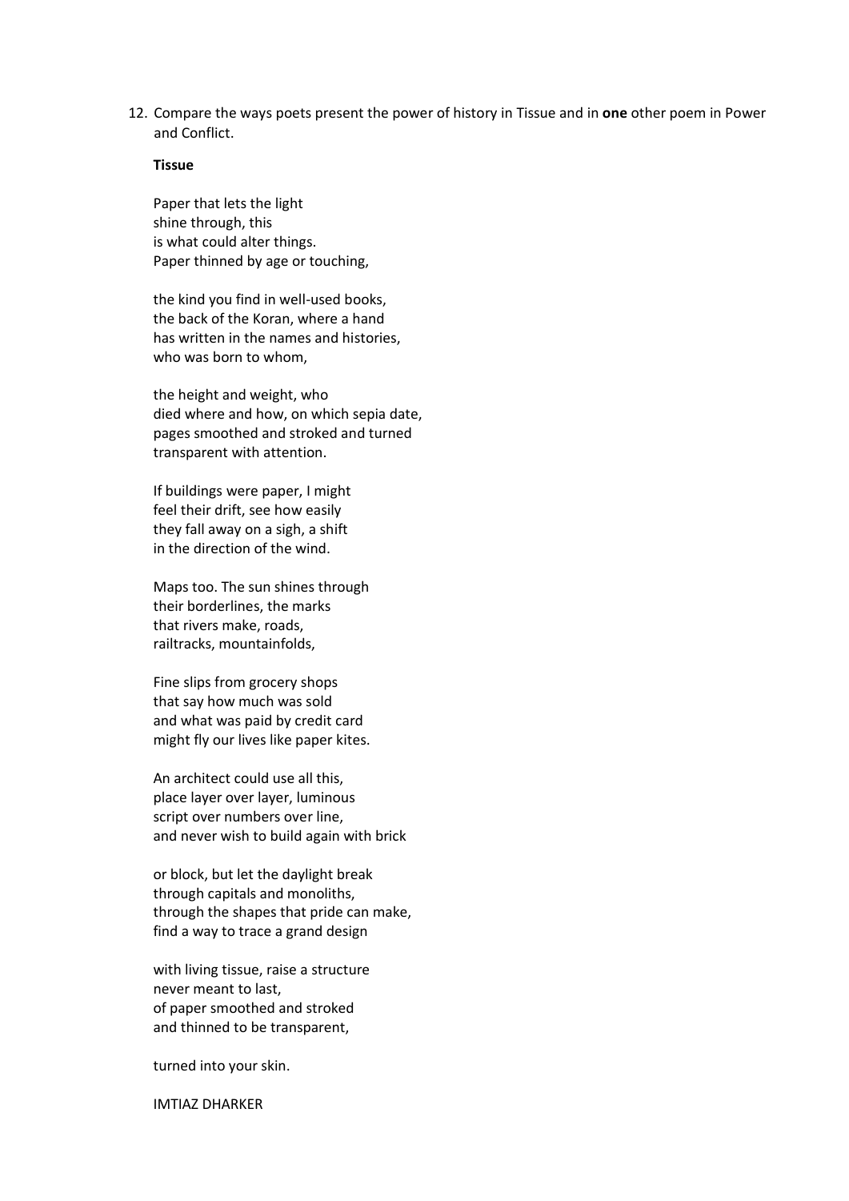12. Compare the ways poets present the power of history in Tissue and in **one** other poem in Power and Conflict.

**Tissue**

Paper that lets the light
shine through, this
is what could alter things.
Paper thinned by age or touching,

the kind you find in well-used books,
the back of the Koran, where a hand
has written in the names and histories,
who was born to whom,

the height and weight, who
died where and how, on which sepia date,
pages smoothed and stroked and turned
transparent with attention.

If buildings were paper, I might
feel their drift, see how easily
they fall away on a sigh, a shift
in the direction of the wind.

Maps too. The sun shines through
their borderlines, the marks
that rivers make, roads,
railtracks, mountainfolds,

Fine slips from grocery shops
that say how much was sold
and what was paid by credit card
might fly our lives like paper kites.

An architect could use all this,
place layer over layer, luminous
script over numbers over line,
and never wish to build again with brick

or block, but let the daylight break
through capitals and monoliths,
through the shapes that pride can make,
find a way to trace a grand design

with living tissue, raise a structure
never meant to last,
of paper smoothed and stroked
and thinned to be transparent,

turned into your skin.

IMTIAZ DHARKER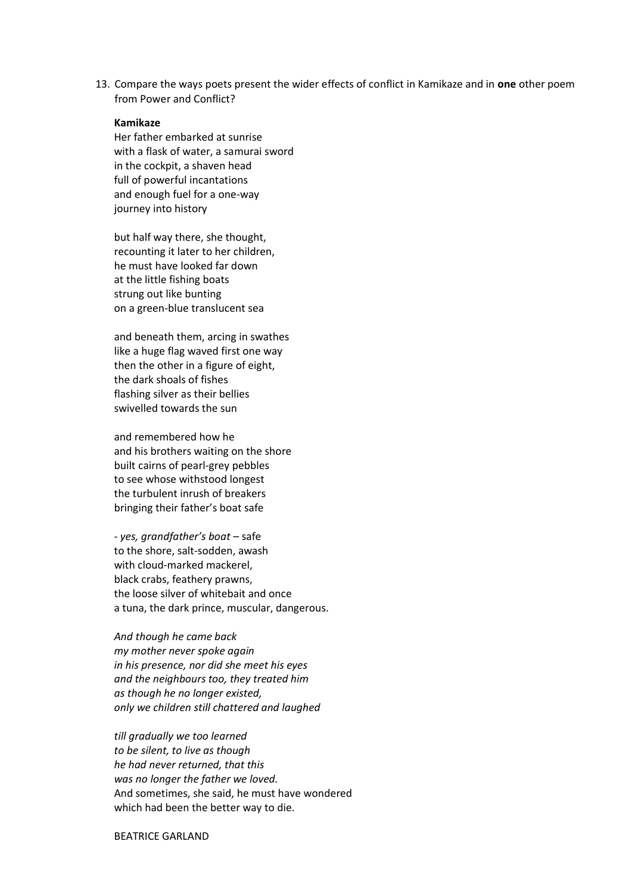13. Compare the ways poets present the wider effects of conflict in Kamikaze and in **one** other poem from Power and Conflict?

**Kamikaze**

Her father embarked at sunrise
with a flask of water, a samurai sword
in the cockpit, a shaven head
full of powerful incantations
and enough fuel for a one-way
journey into history

but half way there, she thought,
recounting it later to her children,
he must have looked far down
at the little fishing boats
strung out like bunting
on a green-blue translucent sea

and beneath them, arcing in swathes
like a huge flag waved first one way
then the other in a figure of eight,
the dark shoals of fishes
flashing silver as their bellies
swivelled towards the sun

and remembered how he
and his brothers waiting on the shore
built cairns of pearl-grey pebbles
to see whose withstood longest
the turbulent inrush of breakers
bringing their father's boat safe

- *yes, grandfather's boat* – safe
to the shore, salt-sodden, awash
with cloud-marked mackerel,
black crabs, feathery prawns,
the loose silver of whitebait and once
a tuna, the dark prince, muscular, dangerous.

*And though he came back*
*my mother never spoke again*
*in his presence, nor did she meet his eyes*
*and the neighbours too, they treated him*
*as though he no longer existed,*
*only we children still chattered and laughed*

*till gradually we too learned*
*to be silent, to live as though*
*he had never returned, that this*
*was no longer the father we loved.*
And sometimes, she said, he must have wondered
which had been the better way to die.

BEATRICE GARLAND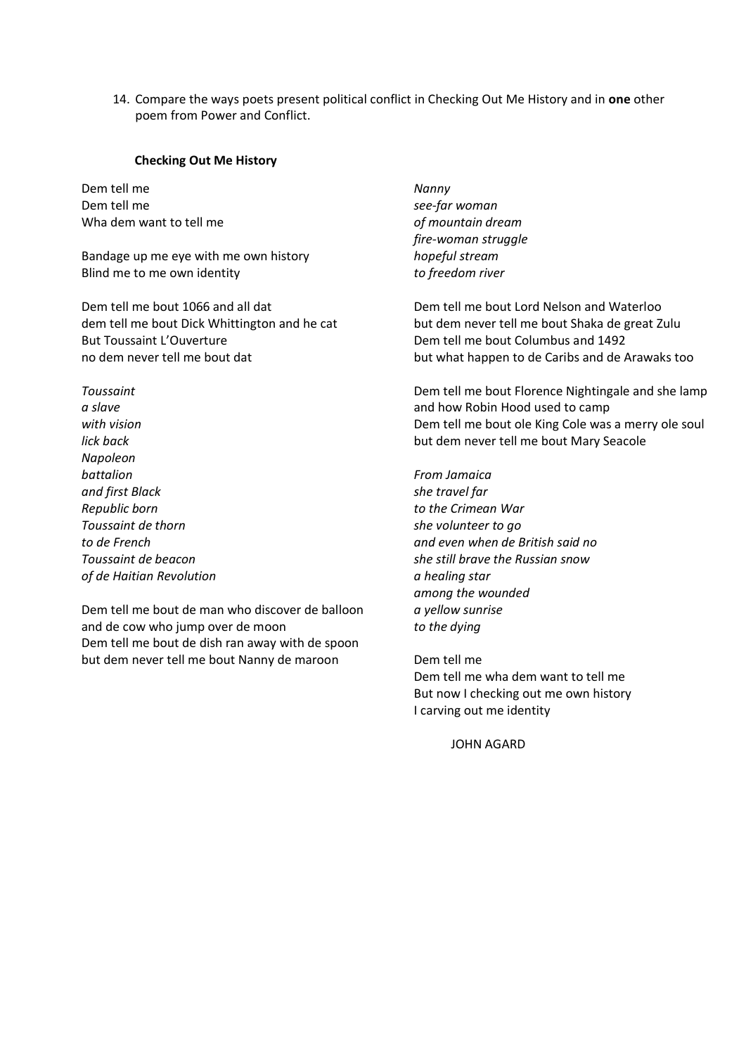14. Compare the ways poets present political conflict in Checking Out Me History and in **one** other poem from Power and Conflict.

**Checking Out Me History**

Dem tell me
Dem tell me
Wha dem want to tell me

Bandage up me eye with me own history
Blind me to me own identity

Dem tell me bout 1066 and all dat
dem tell me bout Dick Whittington and he cat
But Toussaint L'Ouverture
no dem never tell me bout dat

*Toussaint*
*a slave*
*with vision*
*lick back*
*Napoleon*
*battalion*
*and first Black*
*Republic born*
*Toussaint de thorn*
*to de French*
*Toussaint de beacon*
*of de Haitian Revolution*

Dem tell me bout de man who discover de balloon
and de cow who jump over de moon
Dem tell me bout de dish ran away with de spoon
but dem never tell me bout Nanny de maroon

*Nanny*
*see-far woman*
*of mountain dream*
*fire-woman struggle*
*hopeful stream*
*to freedom river*

Dem tell me bout Lord Nelson and Waterloo
but dem never tell me bout Shaka de great Zulu
Dem tell me bout Columbus and 1492
but what happen to de Caribs and de Arawaks too

Dem tell me bout Florence Nightingale and she lamp
and how Robin Hood used to camp
Dem tell me bout ole King Cole was a merry ole soul
but dem never tell me bout Mary Seacole

*From Jamaica*
*she travel far*
*to the Crimean War*
*she volunteer to go*
*and even when de British said no*
*she still brave the Russian snow*
*a healing star*
*among the wounded*
*a yellow sunrise*
*to the dying*

Dem tell me
Dem tell me wha dem want to tell me
But now I checking out me own history
I carving out me identity

JOHN AGARD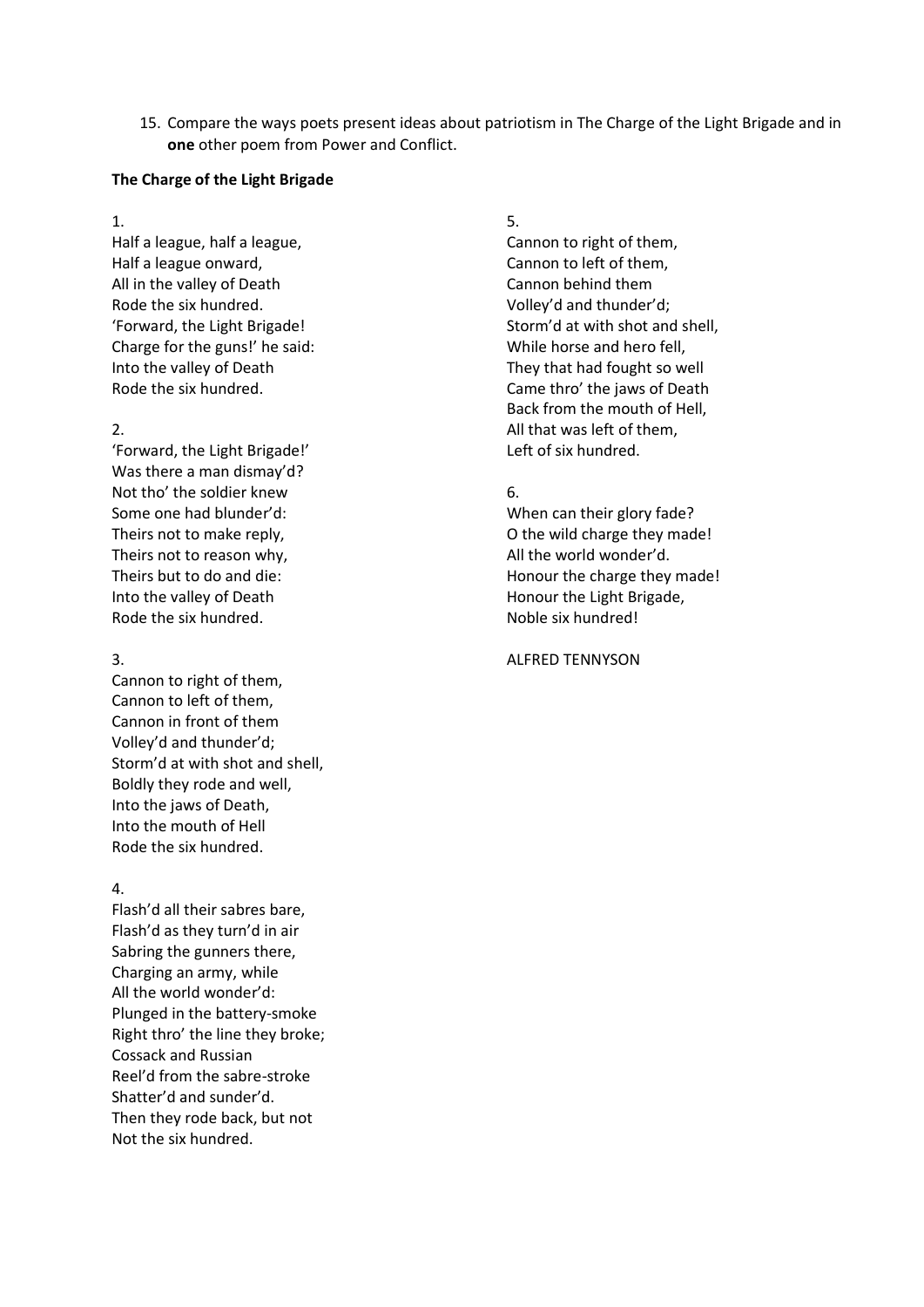15. Compare the ways poets present ideas about patriotism in The Charge of the Light Brigade and in **one** other poem from Power and Conflict.

**The Charge of the Light Brigade**

1.

Half a league, half a league,
Half a league onward,
All in the valley of Death
Rode the six hundred.
'Forward, the Light Brigade!
Charge for the guns!' he said:
Into the valley of Death
Rode the six hundred.

2.

'Forward, the Light Brigade!'
Was there a man dismay'd?
Not tho' the soldier knew
Some one had blunder'd:
Theirs not to make reply,
Theirs not to reason why,
Theirs but to do and die:
Into the valley of Death
Rode the six hundred.

3.

Cannon to right of them,
Cannon to left of them,
Cannon in front of them
Volley'd and thunder'd;
Storm'd at with shot and shell,
Boldly they rode and well,
Into the jaws of Death,
Into the mouth of Hell
Rode the six hundred.

4.

Flash'd all their sabres bare,
Flash'd as they turn'd in air
Sabring the gunners there,
Charging an army, while
All the world wonder'd:
Plunged in the battery-smoke
Right thro' the line they broke;
Cossack and Russian
Reel'd from the sabre-stroke
Shatter'd and sunder'd.
Then they rode back, but not
Not the six hundred.

5.

Cannon to right of them,
Cannon to left of them,
Cannon behind them
Volley'd and thunder'd;
Storm'd at with shot and shell,
While horse and hero fell,
They that had fought so well
Came thro' the jaws of Death
Back from the mouth of Hell,
All that was left of them,
Left of six hundred.

6.

When can their glory fade?
O the wild charge they made!
All the world wonder'd.
Honour the charge they made!
Honour the Light Brigade,
Noble six hundred!

ALFRED TENNYSON